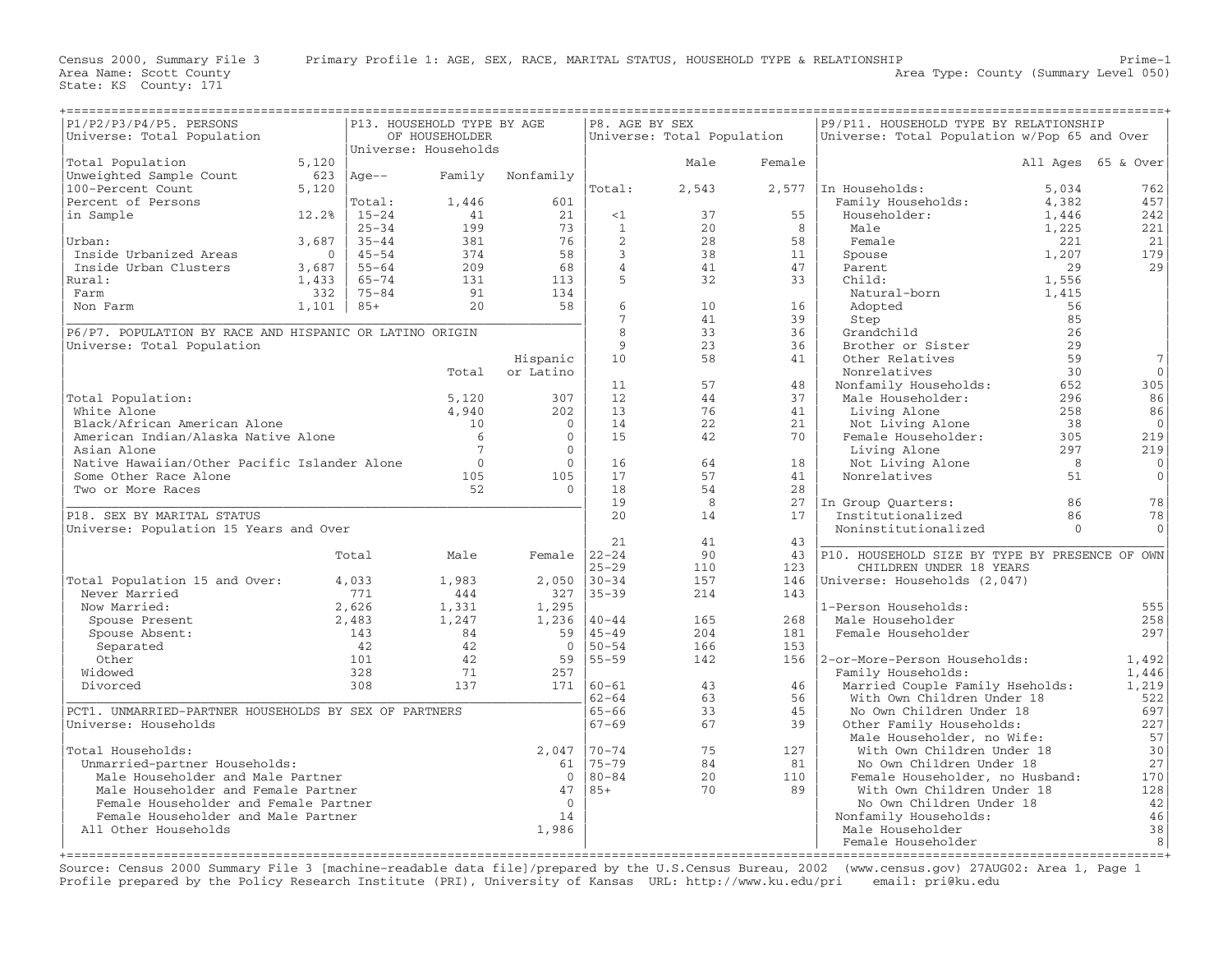Census 2000, Summary File 3 Primary Profile 1: AGE, SEX, RACE, MARITAL STATUS, HOUSEHOLD TYPE & RELATIONSHIP Prime-1
Area Name: Scott County Area Type: County (Summary Level 050)
State: KS County: 171

## P1/P2/P3/P4/P5. PERSONS
Universe: Total Population

| | |
|---|---|
| Total Population | 5,120 |
| Unweighted Sample Count | 623 |
| 100-Percent Count | 5,120 |
| Percent of Persons in Sample | 12.2% |
| Urban: | 3,687 |
| Inside Urbanized Areas | 0 |
| Inside Urban Clusters | 3,687 |
| Rural: | 1,433 |
| Farm | 332 |
| Non Farm | 1,101 |

## P13. HOUSEHOLD TYPE BY AGE OF HOUSEHOLDER
Universe: Households

| Age-- | Family | Nonfamily |
|---|---|---|
| Total: | 1,446 | 601 |
| 15-24 | 41 | 21 |
| 25-34 | 199 | 73 |
| 35-44 | 381 | 76 |
| 45-54 | 374 | 58 |
| 55-64 | 209 | 68 |
| 65-74 | 131 | 113 |
| 75-84 | 91 | 134 |
| 85+ | 20 | 58 |

## P6/P7. POPULATION BY RACE AND HISPANIC OR LATINO ORIGIN
Universe: Total Population

| | Total | Hispanic or Latino |
|---|---|---|
| Total Population: | 5,120 | 307 |
| White Alone | 4,940 | 202 |
| Black/African American Alone | 10 | 0 |
| American Indian/Alaska Native Alone | 6 | 0 |
| Asian Alone | 7 | 0 |
| Native Hawaiian/Other Pacific Islander Alone | 0 | 0 |
| Some Other Race Alone | 105 | 105 |
| Two or More Races | 52 | 0 |

## P18. SEX BY MARITAL STATUS
Universe: Population 15 Years and Over

| | Total | Male | Female |
|---|---|---|---|
| Total Population 15 and Over: | 4,033 | 1,983 | 2,050 |
| Never Married | 771 | 444 | 327 |
| Now Married: | 2,626 | 1,331 | 1,295 |
| Spouse Present | 2,483 | 1,247 | 1,236 |
| Spouse Absent: | 143 | 84 | 59 |
| Separated | 42 | 42 | 0 |
| Other | 101 | 42 | 59 |
| Widowed | 328 | 71 | 257 |
| Divorced | 308 | 137 | 171 |

## PCT1. UNMARRIED-PARTNER HOUSEHOLDS BY SEX OF PARTNERS
Universe: Households

| | |
|---|---|
| Total Households: | 2,047 |
| Unmarried-partner Households: | 61 |
| Male Householder and Male Partner | 0 |
| Male Householder and Female Partner | 47 |
| Female Householder and Female Partner | 0 |
| Female Householder and Male Partner | 14 |
| All Other Households | 1,986 |

## P8. AGE BY SEX
Universe: Total Population

| | Male | Female |
|---|---|---|
| Total: | 2,543 | 2,577 |
| <1 | 37 | 55 |
| 1 | 20 | 8 |
| 2 | 28 | 58 |
| 3 | 38 | 11 |
| 4 | 41 | 47 |
| 5 | 32 | 33 |
| 6 | 10 | 16 |
| 7 | 41 | 39 |
| 8 | 33 | 36 |
| 9 | 23 | 36 |
| 10 | 58 | 41 |
| 11 | 57 | 48 |
| 12 | 44 | 37 |
| 13 | 76 | 41 |
| 14 | 22 | 21 |
| 15 | 42 | 70 |
| 16 | 64 | 18 |
| 17 | 57 | 41 |
| 18 | 54 | 28 |
| 19 | 8 | 27 |
| 20 | 14 | 17 |
| 21 | 41 | 43 |
| 22-24 | 90 | 43 |
| 25-29 | 110 | 123 |
| 30-34 | 157 | 146 |
| 35-39 | 214 | 143 |
| 40-44 | 165 | 268 |
| 45-49 | 204 | 181 |
| 50-54 | 166 | 153 |
| 55-59 | 142 | 156 |
| 60-61 | 43 | 46 |
| 62-64 | 63 | 56 |
| 65-66 | 33 | 45 |
| 67-69 | 67 | 39 |
| 70-74 | 75 | 127 |
| 75-79 | 84 | 81 |
| 80-84 | 20 | 110 |
| 85+ | 70 | 89 |

## P9/P11. HOUSEHOLD TYPE BY RELATIONSHIP
Universe: Total Population w/Pop 65 and Over

| | All Ages | 65 & Over |
|---|---|---|
| In Households: | 5,034 | 762 |
| Family Households: | 4,382 | 457 |
| Householder: | 1,446 | 242 |
| Male | 1,225 | 221 |
| Female | 221 | 21 |
| Spouse | 1,207 | 179 |
| Parent | 29 | 29 |
| Child: | 1,556 | |
| Natural-born | 1,415 | |
| Adopted | 56 | |
| Step | 85 | |
| Grandchild | 26 | |
| Brother or Sister | 29 | |
| Other Relatives | 59 | 7 |
| Nonrelatives | 30 | 0 |
| Nonfamily Households: | 652 | 305 |
| Male Householder: | 296 | 86 |
| Living Alone | 258 | 86 |
| Not Living Alone | 38 | 0 |
| Female Householder: | 305 | 219 |
| Living Alone | 297 | 219 |
| Not Living Alone | 8 | 0 |
| Nonrelatives | 51 | 0 |
| In Group Quarters: | 86 | 78 |
| Institutionalized | 86 | 78 |
| Noninstitutionalized | 0 | 0 |

## P10. HOUSEHOLD SIZE BY TYPE BY PRESENCE OF OWN CHILDREN UNDER 18 YEARS
Universe: Households (2,047)

| | |
|---|---|
| 1-Person Households: | 555 |
| Male Householder | 258 |
| Female Householder | 297 |
| 2-or-More-Person Households: | 1,492 |
| Family Households: | 1,446 |
| Married Couple Family Hseholds: | 1,219 |
| With Own Children Under 18 | 522 |
| No Own Children Under 18 | 697 |
| Other Family Households: | 227 |
| Male Householder, no Wife: | 57 |
| With Own Children Under 18 | 30 |
| No Own Children Under 18 | 27 |
| Female Householder, no Husband: | 170 |
| With Own Children Under 18 | 128 |
| No Own Children Under 18 | 42 |
| Nonfamily Households: | 46 |
| Male Householder | 38 |
| Female Householder | 8 |

Source: Census 2000 Summary File 3 [machine-readable data file]/prepared by the U.S.Census Bureau, 2002 (www.census.gov) 27AUG02: Area 1, Page 1
Profile prepared by the Policy Research Institute (PRI), University of Kansas URL: http://www.ku.edu/pri email: pri@ku.edu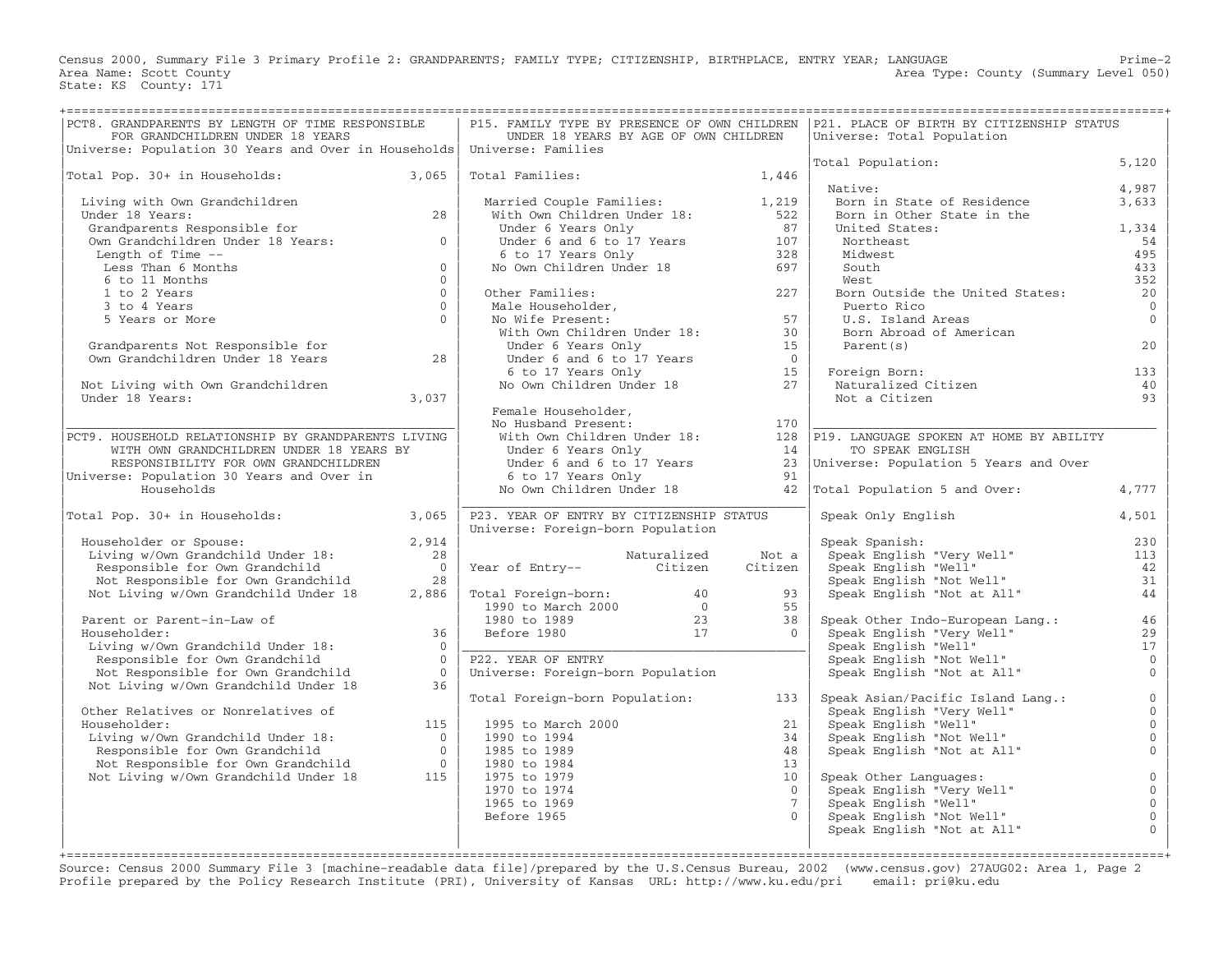Census 2000, Summary File 3 Primary Profile 2: GRANDPARENTS; FAMILY TYPE; CITIZENSHIP, BIRTHPLACE, ENTRY YEAR; LANGUAGE — Prime-2
Area Name: Scott County — Area Type: County (Summary Level 050)
State: KS County: 171

## PCT8. GRANDPARENTS BY LENGTH OF TIME RESPONSIBLE FOR GRANDCHILDREN UNDER 18 YEARS

Universe: Population 30 Years and Over in Households

| | |
|---|---|
| Total Pop. 30+ in Households: | 3,065 |
| Living with Own Grandchildren Under 18 Years: | 28 |
| Grandparents Responsible for Own Grandchildren Under 18 Years: | 0 |
| Length of Time -- | |
| Less Than 6 Months | 0 |
| 6 to 11 Months | 0 |
| 1 to 2 Years | 0 |
| 3 to 4 Years | 0 |
| 5 Years or More | 0 |
| Grandparents Not Responsible for Own Grandchildren Under 18 Years | 28 |
| Not Living with Own Grandchildren Under 18 Years: | 3,037 |

## PCT9. HOUSEHOLD RELATIONSHIP BY GRANDPARENTS LIVING WITH OWN GRANDCHILDREN UNDER 18 YEARS BY RESPONSIBILITY FOR OWN GRANDCHILDREN

Universe: Population 30 Years and Over in Households

| | |
|---|---|
| Total Pop. 30+ in Households: | 3,065 |
| Householder or Spouse: | 2,914 |
| Living w/Own Grandchild Under 18: | 28 |
| Responsible for Own Grandchild | 0 |
| Not Responsible for Own Grandchild | 28 |
| Not Living w/Own Grandchild Under 18 | 2,886 |
| Parent or Parent-in-Law of Householder: | 36 |
| Living w/Own Grandchild Under 18: | 0 |
| Responsible for Own Grandchild | 0 |
| Not Responsible for Own Grandchild | 0 |
| Not Living w/Own Grandchild Under 18 | 36 |
| Other Relatives or Nonrelatives of Householder: | 115 |
| Living w/Own Grandchild Under 18: | 0 |
| Responsible for Own Grandchild | 0 |
| Not Responsible for Own Grandchild | 0 |
| Not Living w/Own Grandchild Under 18 | 115 |

## P15. FAMILY TYPE BY PRESENCE OF OWN CHILDREN UNDER 18 YEARS BY AGE OF OWN CHILDREN

Universe: Families

| | |
|---|---|
| Total Families: | 1,446 |
| Married Couple Families: | 1,219 |
| With Own Children Under 18: | 522 |
| Under 6 Years Only | 87 |
| Under 6 and 6 to 17 Years | 107 |
| 6 to 17 Years Only | 328 |
| No Own Children Under 18 | 697 |
| Other Families: | 227 |
| Male Householder, No Wife Present: | 57 |
| With Own Children Under 18: | 30 |
| Under 6 Years Only | 15 |
| Under 6 and 6 to 17 Years | 0 |
| 6 to 17 Years Only | 15 |
| No Own Children Under 18 | 27 |
| Female Householder, No Husband Present: | 170 |
| With Own Children Under 18: | 128 |
| Under 6 Years Only | 14 |
| Under 6 and 6 to 17 Years | 23 |
| 6 to 17 Years Only | 91 |
| No Own Children Under 18 | 42 |

## P23. YEAR OF ENTRY BY CITIZENSHIP STATUS

Universe: Foreign-born Population

| Year of Entry-- | Naturalized Citizen | Not a Citizen |
|---|---|---|
| Total Foreign-born: | 40 | 93 |
| 1990 to March 2000 | 0 | 55 |
| 1980 to 1989 | 23 | 38 |
| Before 1980 | 17 | 0 |

## P22. YEAR OF ENTRY

Universe: Foreign-born Population

| | |
|---|---|
| Total Foreign-born Population: | 133 |
| 1995 to March 2000 | 21 |
| 1990 to 1994 | 34 |
| 1985 to 1989 | 48 |
| 1980 to 1984 | 13 |
| 1975 to 1979 | 10 |
| 1970 to 1974 | 0 |
| 1965 to 1969 | 7 |
| Before 1965 | 0 |

## P21. PLACE OF BIRTH BY CITIZENSHIP STATUS

Universe: Total Population

| | |
|---|---|
| Total Population: | 5,120 |
| Native: | 4,987 |
| Born in State of Residence | 3,633 |
| Born in Other State in the United States: | 1,334 |
| Northeast | 54 |
| Midwest | 495 |
| South | 433 |
| West | 352 |
| Born Outside the United States: | 20 |
| Puerto Rico | 0 |
| U.S. Island Areas | 0 |
| Born Abroad of American Parent(s) | 20 |
| Foreign Born: | 133 |
| Naturalized Citizen | 40 |
| Not a Citizen | 93 |

## P19. LANGUAGE SPOKEN AT HOME BY ABILITY TO SPEAK ENGLISH

Universe: Population 5 Years and Over

| | |
|---|---|
| Total Population 5 and Over: | 4,777 |
| Speak Only English | 4,501 |
| Speak Spanish: | 230 |
| Speak English "Very Well" | 113 |
| Speak English "Well" | 42 |
| Speak English "Not Well" | 31 |
| Speak English "Not at All" | 44 |
| Speak Other Indo-European Lang.: | 46 |
| Speak English "Very Well" | 29 |
| Speak English "Well" | 17 |
| Speak English "Not Well" | 0 |
| Speak English "Not at All" | 0 |
| Speak Asian/Pacific Island Lang.: | 0 |
| Speak English "Very Well" | 0 |
| Speak English "Well" | 0 |
| Speak English "Not Well" | 0 |
| Speak English "Not at All" | 0 |
| Speak Other Languages: | 0 |
| Speak English "Very Well" | 0 |
| Speak English "Well" | 0 |
| Speak English "Not Well" | 0 |
| Speak English "Not at All" | 0 |

Source: Census 2000 Summary File 3 [machine-readable data file]/prepared by the U.S.Census Bureau, 2002 (www.census.gov) 27AUG02: Area 1, Page 2
Profile prepared by the Policy Research Institute (PRI), University of Kansas URL: http://www.ku.edu/pri email: pri@ku.edu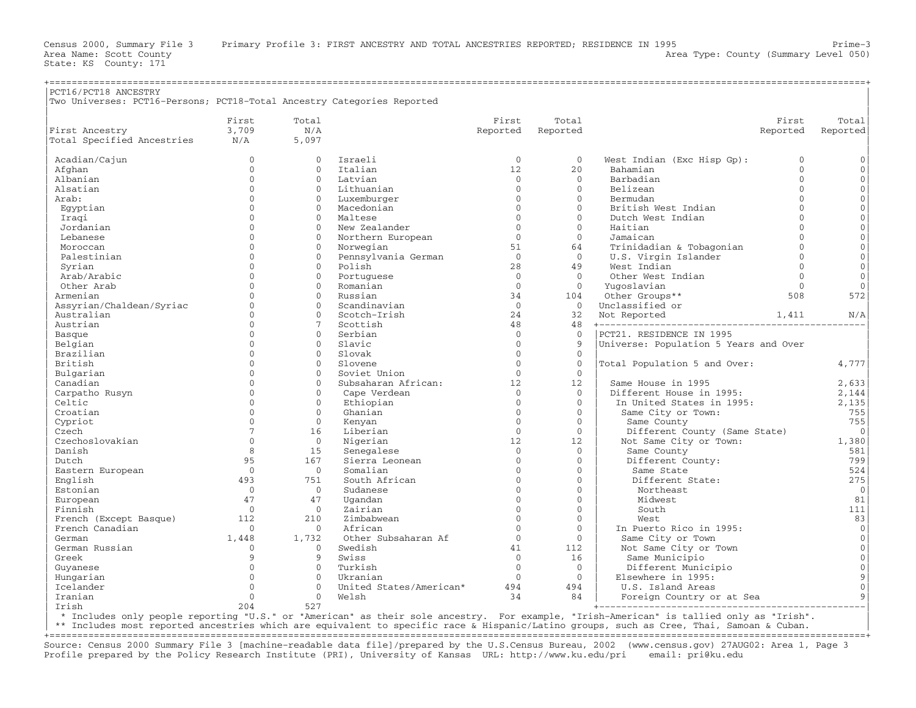Census 2000, Summary File 3 Primary Profile 3: FIRST ANCESTRY AND TOTAL ANCESTRIES REPORTED; RESIDENCE IN 1995 Prime-3
Area Name: Scott County Area Type: County (Summary Level 050)
State: KS County: 171

## PCT16/PCT18 ANCESTRY

Two Universes: PCT16–Persons; PCT18–Total Ancestry Categories Reported

| | First | Total |
|---|---|---|
| First Ancestry | 3,709 | N/A |
| Total Specified Ancestries | N/A | 5,097 |

| Ancestry | First Reported | Total Reported |
|---|---|---|
| Acadian/Cajun | 0 | 0 |
| Afghan | 0 | 0 |
| Albanian | 0 | 0 |
| Alsatian | 0 | 0 |
| Arab: | 0 | 0 |
| Egyptian | 0 | 0 |
| Iraqi | 0 | 0 |
| Jordanian | 0 | 0 |
| Lebanese | 0 | 0 |
| Moroccan | 0 | 0 |
| Palestinian | 0 | 0 |
| Syrian | 0 | 0 |
| Arab/Arabic | 0 | 0 |
| Other Arab | 0 | 0 |
| Armenian | 0 | 0 |
| Assyrian/Chaldean/Syriac | 0 | 0 |
| Australian | 0 | 0 |
| Austrian | 0 | 7 |
| Basque | 0 | 0 |
| Belgian | 0 | 0 |
| Brazilian | 0 | 0 |
| British | 0 | 0 |
| Bulgarian | 0 | 0 |
| Canadian | 0 | 0 |
| Carpatho Rusyn | 0 | 0 |
| Celtic | 0 | 0 |
| Croatian | 0 | 0 |
| Cypriot | 0 | 0 |
| Czech | 7 | 16 |
| Czechoslovakian | 0 | 0 |
| Danish | 8 | 15 |
| Dutch | 95 | 167 |
| Eastern European | 0 | 0 |
| English | 493 | 751 |
| Estonian | 0 | 0 |
| European | 47 | 47 |
| Finnish | 0 | 0 |
| French (Except Basque) | 112 | 210 |
| French Canadian | 0 | 0 |
| German | 1,448 | 1,732 |
| German Russian | 0 | 0 |
| Greek | 9 | 9 |
| Guyanese | 0 | 0 |
| Hungarian | 0 | 0 |
| Icelander | 0 | 0 |
| Iranian | 0 | 0 |
| Irish | 204 | 527 |
| Israeli | 0 | 0 |
| Italian | 12 | 20 |
| Latvian | 0 | 0 |
| Lithuanian | 0 | 0 |
| Luxemburger | 0 | 0 |
| Macedonian | 0 | 0 |
| Maltese | 0 | 0 |
| New Zealander | 0 | 0 |
| Northern European | 0 | 0 |
| Norwegian | 51 | 64 |
| Pennsylvania German | 0 | 0 |
| Polish | 28 | 49 |
| Portuguese | 0 | 0 |
| Romanian | 0 | 0 |
| Russian | 34 | 104 |
| Scandinavian | 0 | 0 |
| Scotch-Irish | 24 | 32 |
| Scottish | 48 | 48 |
| Serbian | 0 | 0 |
| Slavic | 0 | 9 |
| Slovak | 0 | 0 |
| Slovene | 0 | 0 |
| Soviet Union | 0 | 0 |
| Subsaharan African: | 12 | 12 |
| Cape Verdean | 0 | 0 |
| Ethiopian | 0 | 0 |
| Ghanian | 0 | 0 |
| Kenyan | 0 | 0 |
| Liberian | 0 | 0 |
| Nigerian | 12 | 12 |
| Senegalese | 0 | 0 |
| Sierra Leonean | 0 | 0 |
| Somalian | 0 | 0 |
| South African | 0 | 0 |
| Sudanese | 0 | 0 |
| Ugandan | 0 | 0 |
| Zairian | 0 | 0 |
| Zimbabwean | 0 | 0 |
| African | 0 | 0 |
| Other Subsaharan Af | 0 | 0 |
| Swedish | 41 | 112 |
| Swiss | 0 | 16 |
| Turkish | 0 | 0 |
| Ukranian | 0 | 0 |
| United States/American* | 494 | 494 |
| Welsh | 34 | 84 |
| West Indian (Exc Hisp Gp): | 0 | 0 |
| Bahamian | 0 | 0 |
| Barbadian | 0 | 0 |
| Belizean | 0 | 0 |
| Bermudan | 0 | 0 |
| British West Indian | 0 | 0 |
| Dutch West Indian | 0 | 0 |
| Haitian | 0 | 0 |
| Jamaican | 0 | 0 |
| Trinidadian & Tobagonian | 0 | 0 |
| U.S. Virgin Islander | 0 | 0 |
| West Indian | 0 | 0 |
| Other West Indian | 0 | 0 |
| Yugoslavian | 0 | 0 |
| Other Groups** | 508 | 572 |
| Unclassified or Not Reported | 1,411 | N/A |

\* Includes only people reporting "U.S." or "American" as their sole ancestry. For example, "Irish-American" is tallied only as "Irish".
** Includes most reported ancestries which are equivalent to specific race & Hispanic/Latino groups, such as Cree, Thai, Samoan & Cuban.

## PCT21. RESIDENCE IN 1995

Universe: Population 5 Years and Over

| | |
|---|---|
| Total Population 5 and Over: | 4,777 |
| Same House in 1995 | 2,633 |
| Different House in 1995: | 2,144 |
| In United States in 1995: | 2,135 |
| Same City or Town: | 755 |
| Same County | 755 |
| Different County (Same State) | 0 |
| Not Same City or Town: | 1,380 |
| Same County | 581 |
| Different County: | 799 |
| Same State | 524 |
| Different State: | 275 |
| Northeast | 0 |
| Midwest | 81 |
| South | 111 |
| West | 83 |
| In Puerto Rico in 1995: | 0 |
| Same City or Town | 0 |
| Not Same City or Town | 0 |
| Same Municipio | 0 |
| Different Municipio | 0 |
| Elsewhere in 1995: | 9 |
| U.S. Island Areas | 0 |
| Foreign Country or at Sea | 9 |

Source: Census 2000 Summary File 3 [machine-readable data file]/prepared by the U.S.Census Bureau, 2002 (www.census.gov) 27AUG02: Area 1, Page 3
Profile prepared by the Policy Research Institute (PRI), University of Kansas URL: http://www.ku.edu/pri email: pri@ku.edu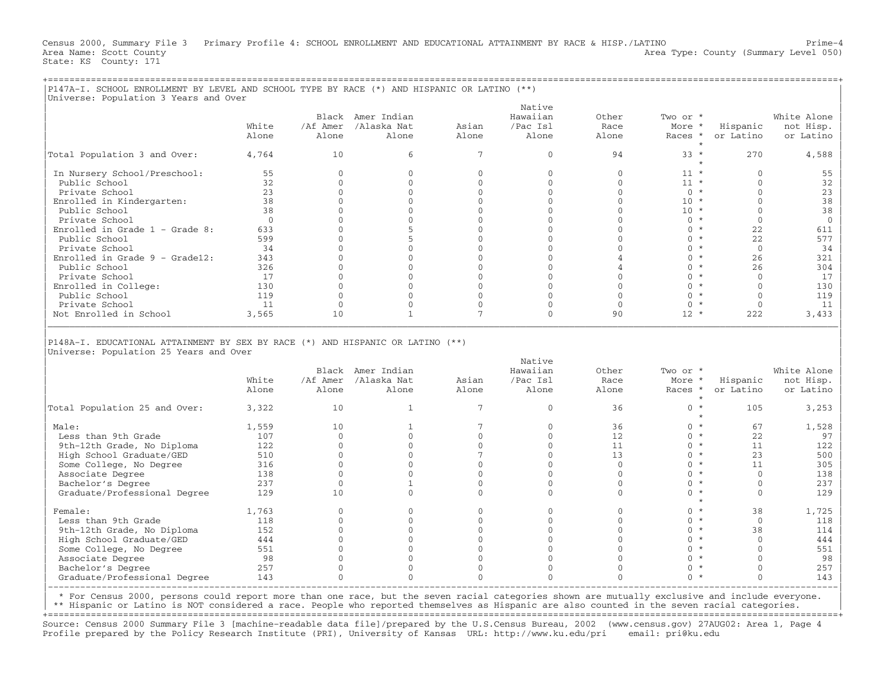Census 2000, Summary File 3 Primary Profile 4: SCHOOL ENROLLMENT AND EDUCATIONAL ATTAINMENT BY RACE & HISP./LATINO Prime-4
Area Name: Scott County Area Type: County (Summary Level 050)
State: KS County: 171

## P147A-I. SCHOOL ENROLLMENT BY LEVEL AND SCHOOL TYPE BY RACE (*) AND HISPANIC OR LATINO (**)

Universe: Population 3 Years and Over

| | White Alone | Black /Af Amer Alone | Amer Indian /Alaska Nat Alone | Asian Alone | Native Hawaiian /Pac Isl Alone | Other Race Alone | Two or More Races * | Hispanic or Latino | White Alone not Hisp. or Latino |
|---|---|---|---|---|---|---|---|---|---|
| Total Population 3 and Over: | 4,764 | 10 | 6 | 7 | 0 | 94 | 33 | 270 | 4,588 |
| In Nursery School/Preschool: | 55 | 0 | 0 | 0 | 0 | 0 | 11 | 0 | 55 |
| Public School | 32 | 0 | 0 | 0 | 0 | 0 | 11 | 0 | 32 |
| Private School | 23 | 0 | 0 | 0 | 0 | 0 | 0 | 0 | 23 |
| Enrolled in Kindergarten: | 38 | 0 | 0 | 0 | 0 | 0 | 10 | 0 | 38 |
| Public School | 38 | 0 | 0 | 0 | 0 | 0 | 10 | 0 | 38 |
| Private School | 0 | 0 | 0 | 0 | 0 | 0 | 0 | 0 | 0 |
| Enrolled in Grade 1 - Grade 8: | 633 | 0 | 5 | 0 | 0 | 0 | 0 | 22 | 611 |
| Public School | 599 | 0 | 5 | 0 | 0 | 0 | 0 | 22 | 577 |
| Private School | 34 | 0 | 0 | 0 | 0 | 0 | 0 | 0 | 34 |
| Enrolled in Grade 9 - Grade12: | 343 | 0 | 0 | 0 | 0 | 4 | 0 | 26 | 321 |
| Public School | 326 | 0 | 0 | 0 | 0 | 4 | 0 | 26 | 304 |
| Private School | 17 | 0 | 0 | 0 | 0 | 0 | 0 | 0 | 17 |
| Enrolled in College: | 130 | 0 | 0 | 0 | 0 | 0 | 0 | 0 | 130 |
| Public School | 119 | 0 | 0 | 0 | 0 | 0 | 0 | 0 | 119 |
| Private School | 11 | 0 | 0 | 0 | 0 | 0 | 0 | 0 | 11 |
| Not Enrolled in School | 3,565 | 10 | 1 | 7 | 0 | 90 | 12 | 222 | 3,433 |

## P148A-I. EDUCATIONAL ATTAINMENT BY SEX BY RACE (*) AND HISPANIC OR LATINO (**)

Universe: Population 25 Years and Over

| | White Alone | Black /Af Amer Alone | Amer Indian /Alaska Nat Alone | Asian Alone | Native Hawaiian /Pac Isl Alone | Other Race Alone | Two or More Races * | Hispanic or Latino | White Alone not Hisp. or Latino |
|---|---|---|---|---|---|---|---|---|---|
| Total Population 25 and Over: | 3,322 | 10 | 1 | 7 | 0 | 36 | 0 | 105 | 3,253 |
| Male: | 1,559 | 10 | 1 | 7 | 0 | 36 | 0 | 67 | 1,528 |
| Less than 9th Grade | 107 | 0 | 0 | 0 | 0 | 12 | 0 | 22 | 97 |
| 9th-12th Grade, No Diploma | 122 | 0 | 0 | 0 | 0 | 11 | 0 | 11 | 122 |
| High School Graduate/GED | 510 | 0 | 0 | 7 | 0 | 13 | 0 | 23 | 500 |
| Some College, No Degree | 316 | 0 | 0 | 0 | 0 | 0 | 0 | 11 | 305 |
| Associate Degree | 138 | 0 | 0 | 0 | 0 | 0 | 0 | 0 | 138 |
| Bachelor's Degree | 237 | 0 | 1 | 0 | 0 | 0 | 0 | 0 | 237 |
| Graduate/Professional Degree | 129 | 10 | 0 | 0 | 0 | 0 | 0 | 0 | 129 |
| Female: | 1,763 | 0 | 0 | 0 | 0 | 0 | 0 | 38 | 1,725 |
| Less than 9th Grade | 118 | 0 | 0 | 0 | 0 | 0 | 0 | 0 | 118 |
| 9th-12th Grade, No Diploma | 152 | 0 | 0 | 0 | 0 | 0 | 0 | 38 | 114 |
| High School Graduate/GED | 444 | 0 | 0 | 0 | 0 | 0 | 0 | 0 | 444 |
| Some College, No Degree | 551 | 0 | 0 | 0 | 0 | 0 | 0 | 0 | 551 |
| Associate Degree | 98 | 0 | 0 | 0 | 0 | 0 | 0 | 0 | 98 |
| Bachelor's Degree | 257 | 0 | 0 | 0 | 0 | 0 | 0 | 0 | 257 |
| Graduate/Professional Degree | 143 | 0 | 0 | 0 | 0 | 0 | 0 | 0 | 143 |

* For Census 2000, persons could report more than one race, but the seven racial categories shown are mutually exclusive and include everyone.
** Hispanic or Latino is NOT considered a race. People who reported themselves as Hispanic are also counted in the seven racial categories.

Source: Census 2000 Summary File 3 [machine-readable data file]/prepared by the U.S.Census Bureau, 2002 (www.census.gov) 27AUG02: Area 1, Page 4
Profile prepared by the Policy Research Institute (PRI), University of Kansas URL: http://www.ku.edu/pri email: pri@ku.edu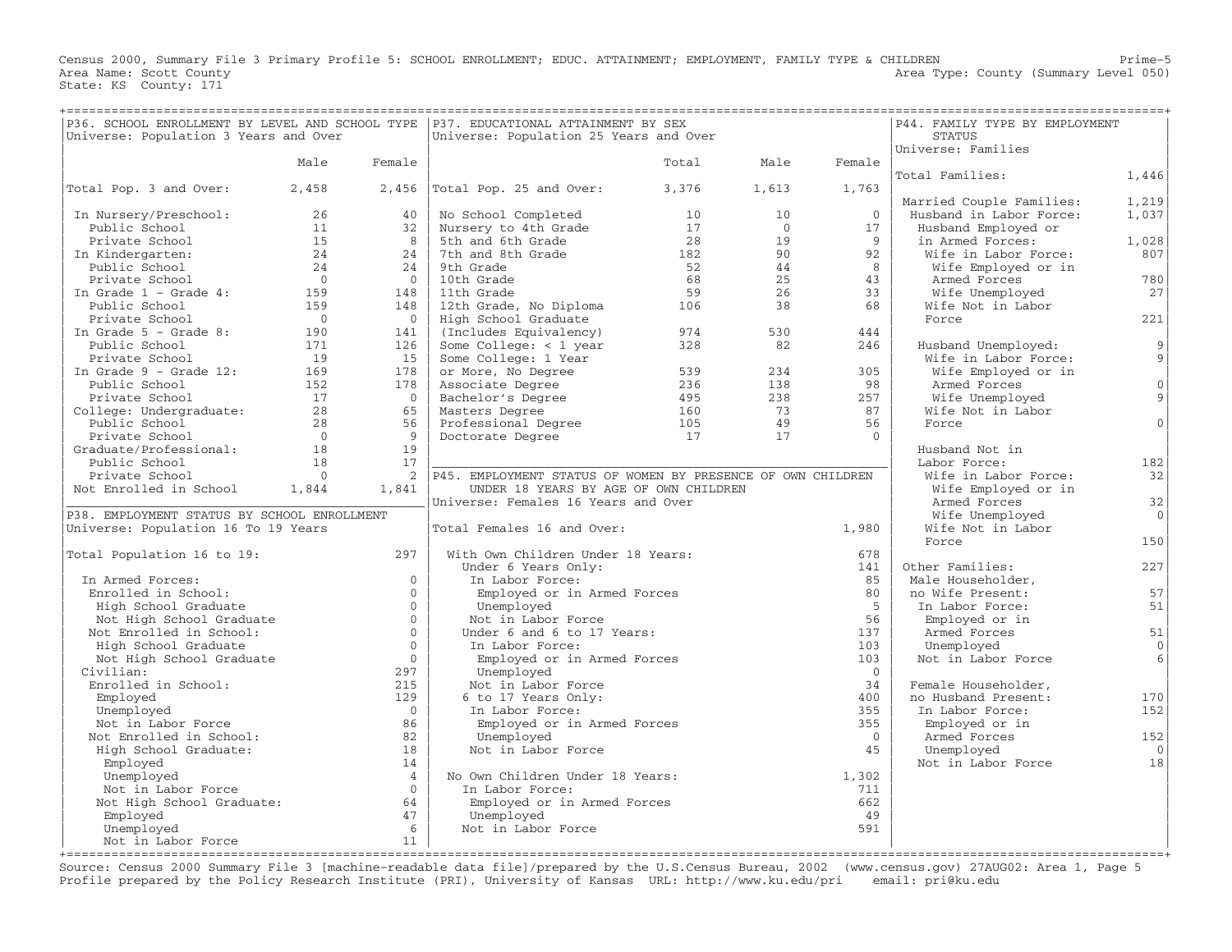Census 2000, Summary File 3 Primary Profile 5: SCHOOL ENROLLMENT; EDUC. ATTAINMENT; EMPLOYMENT, FAMILY TYPE & CHILDREN

Area Name: Scott County
State: KS County: 171

Area Type: County (Summary Level 050)

## P36. SCHOOL ENROLLMENT BY LEVEL AND SCHOOL TYPE
Universe: Population 3 Years and Over

| | Male | Female |
|---|---|---|
| Total Pop. 3 and Over: | 2,458 | 2,456 |
| In Nursery/Preschool: | 26 | 40 |
| Public School | 11 | 32 |
| Private School | 15 | 8 |
| In Kindergarten: | 24 | 24 |
| Public School | 24 | 24 |
| Private School | 0 | 0 |
| In Grade 1 - Grade 4: | 159 | 148 |
| Public School | 159 | 148 |
| Private School | 0 | 0 |
| In Grade 5 - Grade 8: | 190 | 141 |
| Public School | 171 | 126 |
| Private School | 19 | 15 |
| In Grade 9 - Grade 12: | 169 | 178 |
| Public School | 152 | 178 |
| Private School | 17 | 0 |
| College: Undergraduate: | 28 | 65 |
| Public School | 28 | 56 |
| Private School | 0 | 9 |
| Graduate/Professional: | 18 | 19 |
| Public School | 18 | 17 |
| Private School | 0 | 2 |
| Not Enrolled in School | 1,844 | 1,841 |

## P38. EMPLOYMENT STATUS BY SCHOOL ENROLLMENT
Universe: Population 16 To 19 Years

| | |
|---|---|
| Total Population 16 to 19: | 297 |
| In Armed Forces: | 0 |
| Enrolled in School: | 0 |
| High School Graduate | 0 |
| Not High School Graduate | 0 |
| Not Enrolled in School: | 0 |
| High School Graduate | 0 |
| Not High School Graduate | 0 |
| Civilian: | 297 |
| Enrolled in School: | 215 |
| Employed | 129 |
| Unemployed | 0 |
| Not in Labor Force | 86 |
| Not Enrolled in School: | 82 |
| High School Graduate: | 18 |
| Employed | 14 |
| Unemployed | 4 |
| Not in Labor Force | 0 |
| Not High School Graduate: | 64 |
| Employed | 47 |
| Unemployed | 6 |
| Not in Labor Force | 11 |

## P37. EDUCATIONAL ATTAINMENT BY SEX
Universe: Population 25 Years and Over

| | Total | Male | Female |
|---|---|---|---|
| Total Pop. 25 and Over: | 3,376 | 1,613 | 1,763 |
| No School Completed | 10 | 10 | 0 |
| Nursery to 4th Grade | 17 | 0 | 17 |
| 5th and 6th Grade | 28 | 19 | 9 |
| 7th and 8th Grade | 182 | 90 | 92 |
| 9th Grade | 52 | 44 | 8 |
| 10th Grade | 68 | 25 | 43 |
| 11th Grade | 59 | 26 | 33 |
| 12th Grade, No Diploma | 106 | 38 | 68 |
| High School Graduate (Includes Equivalency) | 974 | 530 | 444 |
| Some College: < 1 year | 328 | 82 | 246 |
| Some College: 1 Year or More, No Degree | 539 | 234 | 305 |
| Associate Degree | 236 | 138 | 98 |
| Bachelor's Degree | 495 | 238 | 257 |
| Masters Degree | 160 | 73 | 87 |
| Professional Degree | 105 | 49 | 56 |
| Doctorate Degree | 17 | 17 | 0 |

## P45. EMPLOYMENT STATUS OF WOMEN BY PRESENCE OF OWN CHILDREN UNDER 18 YEARS BY AGE OF OWN CHILDREN
Universe: Females 16 Years and Over

| | |
|---|---|
| Total Females 16 and Over: | 1,980 |
| With Own Children Under 18 Years: | 678 |
| Under 6 Years Only: | 141 |
| In Labor Force: | 85 |
| Employed or in Armed Forces | 80 |
| Unemployed | 5 |
| Not in Labor Force | 56 |
| Under 6 and 6 to 17 Years: | 137 |
| In Labor Force: | 103 |
| Employed or in Armed Forces | 103 |
| Unemployed | 0 |
| Not in Labor Force | 34 |
| 6 to 17 Years Only: | 400 |
| In Labor Force: | 355 |
| Employed or in Armed Forces | 355 |
| Unemployed | 0 |
| Not in Labor Force | 45 |
| No Own Children Under 18 Years: | 1,302 |
| In Labor Force: | 711 |
| Employed or in Armed Forces | 662 |
| Unemployed | 49 |
| Not in Labor Force | 591 |

## P44. FAMILY TYPE BY EMPLOYMENT STATUS
Universe: Families

| | |
|---|---|
| Total Families: | 1,446 |
| Married Couple Families: | 1,219 |
| Husband in Labor Force: | 1,037 |
| Husband Employed or in Armed Forces: | 1,028 |
| Wife in Labor Force: | 807 |
| Wife Employed or in Armed Forces | 780 |
| Wife Unemployed | 27 |
| Wife Not in Labor Force | 221 |
| Husband Unemployed: | 9 |
| Wife in Labor Force: | 9 |
| Wife Employed or in Armed Forces | 0 |
| Wife Unemployed | 9 |
| Wife Not in Labor Force | 0 |
| Husband Not in Labor Force: | 182 |
| Wife in Labor Force: | 32 |
| Wife Employed or in Armed Forces | 32 |
| Wife Unemployed | 0 |
| Wife Not in Labor Force | 150 |
| Other Families: | 227 |
| Male Householder, no Wife Present: | 57 |
| In Labor Force: | 51 |
| Employed or in Armed Forces | 51 |
| Unemployed | 0 |
| Not in Labor Force | 6 |
| Female Householder, no Husband Present: | 170 |
| In Labor Force: | 152 |
| Employed or in Armed Forces | 152 |
| Unemployed | 0 |
| Not in Labor Force | 18 |

Source: Census 2000 Summary File 3 [machine-readable data file]/prepared by the U.S.Census Bureau, 2002 (www.census.gov) 27AUG02: Area 1, Page 5
Profile prepared by the Policy Research Institute (PRI), University of Kansas URL: http://www.ku.edu/pri email: pri@ku.edu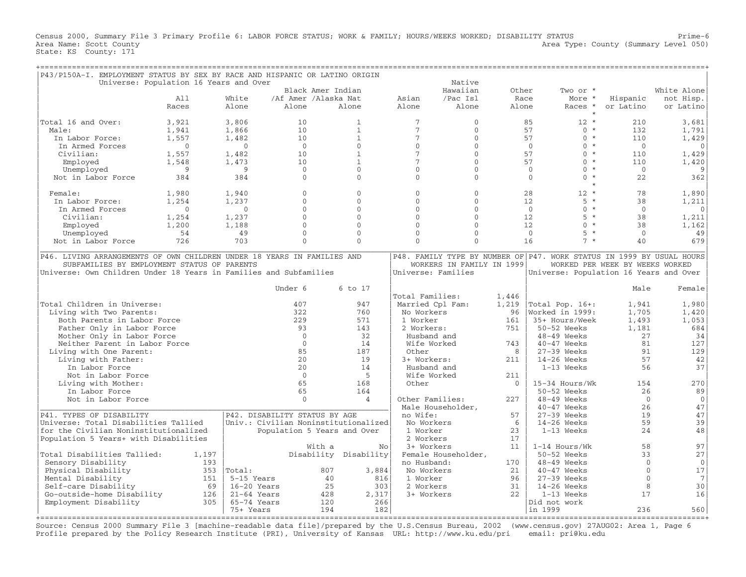Census 2000, Summary File 3 Primary Profile 6: LABOR FORCE STATUS; WORK & FAMILY; HOURS/WEEKS WORKED; DISABILITY STATUS

Area Name: Scott County
State: KS County: 171

Prime-6
Area Type: County (Summary Level 050)

## P43/P150A-I. EMPLOYMENT STATUS BY SEX BY RACE AND HISPANIC OR LATINO ORIGIN

Universe: Population 16 Years and Over

| | All Races | White Alone | Black /Af Amer Alone | Amer Indian /Alaska Nat Alone | Asian Alone | Native Hawaiian /Pac Isl Alone | Other Race Alone | Two or More Races * | Hispanic or Latino | White Alone not Hisp. or Latino |
|---|---|---|---|---|---|---|---|---|---|---|
| Total 16 and Over: | 3,921 | 3,806 | 10 | 1 | 7 | 0 | 85 | 12 * | 210 | 3,681 |
| Male: | 1,941 | 1,866 | 10 | 1 | 7 | 0 | 57 | 0 * | 132 | 1,791 |
| In Labor Force: | 1,557 | 1,482 | 10 | 1 | 7 | 0 | 57 | 0 * | 110 | 1,429 |
| In Armed Forces | 0 | 0 | 0 | 0 | 0 | 0 | 0 | 0 * | 0 | 0 |
| Civilian: | 1,557 | 1,482 | 10 | 1 | 7 | 0 | 57 | 0 * | 110 | 1,429 |
| Employed | 1,548 | 1,473 | 10 | 1 | 7 | 0 | 57 | 0 * | 110 | 1,420 |
| Unemployed | 9 | 9 | 0 | 0 | 0 | 0 | 0 | 0 * | 0 | 9 |
| Not in Labor Force | 384 | 384 | 0 | 0 | 0 | 0 | 0 | 0 * | 22 | 362 |
| Female: | 1,980 | 1,940 | 0 | 0 | 0 | 0 | 28 | 12 * | 78 | 1,890 |
| In Labor Force: | 1,254 | 1,237 | 0 | 0 | 0 | 0 | 12 | 5 * | 38 | 1,211 |
| In Armed Forces | 0 | 0 | 0 | 0 | 0 | 0 | 0 | 0 * | 0 | 0 |
| Civilian: | 1,254 | 1,237 | 0 | 0 | 0 | 0 | 12 | 5 * | 38 | 1,211 |
| Employed | 1,200 | 1,188 | 0 | 0 | 0 | 0 | 12 | 0 * | 38 | 1,162 |
| Unemployed | 54 | 49 | 0 | 0 | 0 | 0 | 0 | 5 * | 0 | 49 |
| Not in Labor Force | 726 | 703 | 0 | 0 | 0 | 0 | 16 | 7 * | 40 | 679 |

## P46. LIVING ARRANGEMENTS OF OWN CHILDREN UNDER 18 YEARS IN FAMILIES AND SUBFAMILIES BY EMPLOYMENT STATUS OF PARENTS

Universe: Own Children Under 18 Years in Families and Subfamilies

| | Under 6 | 6 to 17 |
|---|---|---|
| Total Children in Universe: | 407 | 947 |
| Living with Two Parents: | 322 | 760 |
| Both Parents in Labor Force | 229 | 571 |
| Father Only in Labor Force | 93 | 143 |
| Mother Only in Labor Force | 0 | 32 |
| Neither Parent in Labor Force | 0 | 14 |
| Living with One Parent: | 85 | 187 |
| Living with Father: | 20 | 19 |
| In Labor Force | 20 | 14 |
| Not in Labor Force | 0 | 5 |
| Living with Mother: | 65 | 168 |
| In Labor Force | 65 | 164 |
| Not in Labor Force | 0 | 4 |

## P48. FAMILY TYPE BY NUMBER OF WORKERS IN FAMILY IN 1999

Universe: Families

| | |
|---|---|
| Total Families: | 1,446 |
| Married Cpl Fam: | 1,219 |
| No Workers | 96 |
| 1 Worker | 161 |
| 2 Workers: | 751 |
| Husband and Wife Worked | 743 |
| Other | 8 |
| 3+ Workers: | 211 |
| Husband and Wife Worked | 211 |
| Other | 0 |
| Other Families: | 227 |
| Male Householder, no Wife: | 57 |
| No Workers | 6 |
| 1 Worker | 23 |
| 2 Workers | 17 |
| 3+ Workers | 11 |
| Female Householder, no Husband: | 170 |
| No Workers | 21 |
| 1 Worker | 96 |
| 2 Workers | 31 |
| 3+ Workers | 22 |

## P47. WORK STATUS IN 1999 BY USUAL HOURS WORKED PER WEEK BY WEEKS WORKED

Universe: Population 16 Years and Over

| | Male | Female |
|---|---|---|
| Total Pop. 16+: | 1,941 | 1,980 |
| Worked in 1999: | 1,705 | 1,420 |
| 35+ Hours/Week | 1,493 | 1,053 |
| 50-52 Weeks | 1,181 | 684 |
| 48-49 Weeks | 27 | 34 |
| 40-47 Weeks | 81 | 127 |
| 27-39 Weeks | 91 | 129 |
| 14-26 Weeks | 57 | 42 |
| 1-13 Weeks | 56 | 37 |
| 15-34 Hours/Wk | 154 | 270 |
| 50-52 Weeks | 26 | 89 |
| 48-49 Weeks | 0 | 0 |
| 40-47 Weeks | 26 | 47 |
| 27-39 Weeks | 19 | 47 |
| 14-26 Weeks | 59 | 39 |
| 1-13 Weeks | 24 | 48 |
| 1-14 Hours/Wk | 58 | 97 |
| 50-52 Weeks | 33 | 27 |
| 48-49 Weeks | 0 | 0 |
| 40-47 Weeks | 0 | 17 |
| 27-39 Weeks | 0 | 7 |
| 14-26 Weeks | 8 | 30 |
| 1-13 Weeks | 17 | 16 |
| Did not work in 1999 | 236 | 560 |

## P41. TYPES OF DISABILITY

Universe: Total Disabilities Tallied for the Civilian Noninstitutionalized Population 5 Years+ with Disabilities

| | |
|---|---|
| Total Disabilities Tallied: | 1,197 |
| Sensory Disability | 193 |
| Physical Disability | 353 |
| Mental Disability | 151 |
| Self-care Disability | 69 |
| Go-outside-home Disability | 126 |
| Employment Disability | 305 |

## P42. DISABILITY STATUS BY AGE

Univ.: Civilian Noninstitutionalized Population 5 Years and Over

| | With a Disability | No Disability |
|---|---|---|
| Total: | 807 | 3,884 |
| 5-15 Years | 40 | 816 |
| 16-20 Years | 25 | 303 |
| 21-64 Years | 428 | 2,317 |
| 65-74 Years | 120 | 266 |
| 75+ Years | 194 | 182 |

Source: Census 2000 Summary File 3 [machine-readable data file]/prepared by the U.S.Census Bureau, 2002 (www.census.gov) 27AUG02: Area 1, Page 6
Profile prepared by the Policy Research Institute (PRI), University of Kansas URL: http://www.ku.edu/pri email: pri@ku.edu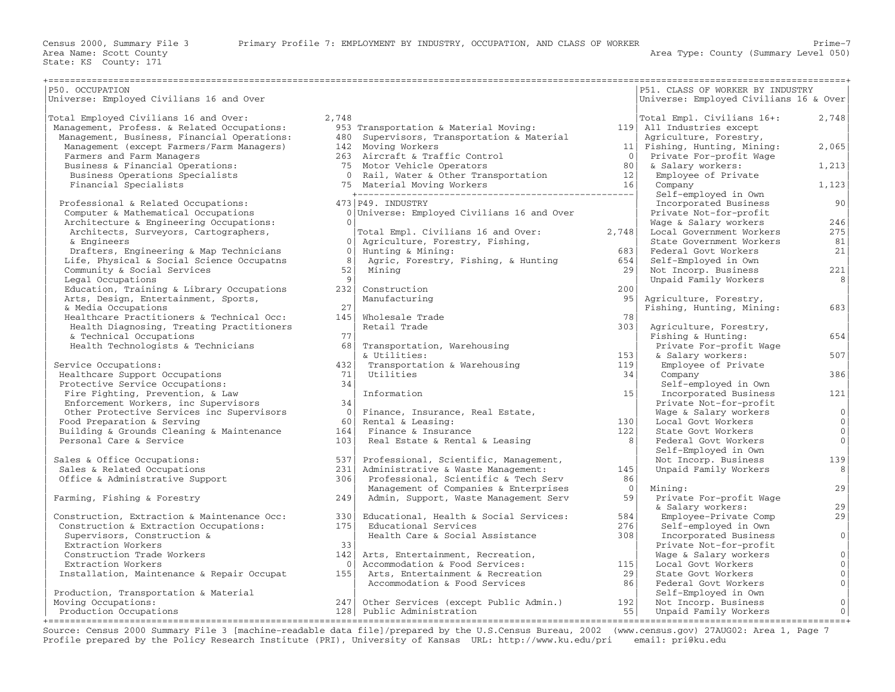Census 2000, Summary File 3 — Primary Profile 7: EMPLOYMENT BY INDUSTRY, OCCUPATION, AND CLASS OF WORKER

Area Name: Scott County — Area Type: County (Summary Level 050)

State: KS County: 171

## P50. OCCUPATION

Universe: Employed Civilians 16 and Over

| Occupation | Count |
|---|---|
| Total Employed Civilians 16 and Over: | 2,748 |
| Management, Profess. & Related Occupations: | 953 |
| Management, Business, Financial Operations: | 480 |
| Management (except Farmers/Farm Managers) | 142 |
| Farmers and Farm Managers | 263 |
| Business & Financial Operations: | 75 |
| Business Operations Specialists | 0 |
| Financial Specialists | 75 |
| Professional & Related Occupations: | 473 |
| Computer & Mathematical Occupations | 0 |
| Architecture & Engineering Occupations: | 0 |
| Architects, Surveyors, Cartographers, & Engineers | 0 |
| Drafters, Engineering & Map Technicians | 0 |
| Life, Physical & Social Science Occupatns | 8 |
| Community & Social Services | 52 |
| Legal Occupations | 9 |
| Education, Training & Library Occupations | 232 |
| Arts, Design, Entertainment, Sports, & Media Occupations | 27 |
| Healthcare Practitioners & Technical Occ: | 145 |
| Health Diagnosing, Treating Practitioners & Technical Occupations | 77 |
| Health Technologists & Technicians | 68 |
| Service Occupations: | 432 |
| Healthcare Support Occupations | 71 |
| Protective Service Occupations: | 34 |
| Fire Fighting, Prevention, & Law Enforcement Workers, inc Supervisors | 34 |
| Other Protective Services inc Supervisors | 0 |
| Food Preparation & Serving | 60 |
| Building & Grounds Cleaning & Maintenance | 164 |
| Personal Care & Service | 103 |
| Sales & Office Occupations: | 537 |
| Sales & Related Occupations | 231 |
| Office & Administrative Support | 306 |
| Farming, Fishing & Forestry | 249 |
| Construction, Extraction & Maintenance Occ: | 330 |
| Construction & Extraction Occupations: | 175 |
| Supervisors, Construction & Extraction Workers | 33 |
| Construction Trade Workers | 142 |
| Extraction Workers | 0 |
| Installation, Maintenance & Repair Occupat | 155 |
| Production, Transportation & Material Moving Occupations: | 247 |
| Production Occupations | 128 |
| Transportation & Material Moving: | 119 |
| Supervisors, Transportation & Material Moving Workers | 11 |
| Aircraft & Traffic Control | 0 |
| Motor Vehicle Operators | 80 |
| Rail, Water & Other Transportation | 12 |
| Material Moving Workers | 16 |

## P49. INDUSTRY

Universe: Employed Civilians 16 and Over

| Industry | Count |
|---|---|
| Total Empl. Civilians 16 and Over: | 2,748 |
| Agriculture, Forestry, Fishing, Hunting & Mining: | 683 |
| Agric, Forestry, Fishing, & Hunting | 654 |
| Mining | 29 |
| Construction | 200 |
| Manufacturing | 95 |
| Wholesale Trade | 78 |
| Retail Trade | 303 |
| Transportation, Warehousing & Utilities: | 153 |
| Transportation & Warehousing | 119 |
| Utilities | 34 |
| Information | 15 |
| Finance, Insurance, Real Estate, Rental & Leasing: | 130 |
| Finance & Insurance | 122 |
| Real Estate & Rental & Leasing | 8 |
| Professional, Scientific, Management, Administrative & Waste Management: | 145 |
| Professional, Scientific & Tech Serv | 86 |
| Management of Companies & Enterprises | 0 |
| Admin, Support, Waste Management Serv | 59 |
| Educational, Health & Social Services: | 584 |
| Educational Services | 276 |
| Health Care & Social Assistance | 308 |
| Arts, Entertainment, Recreation, Accommodation & Food Services: | 115 |
| Arts, Entertainment & Recreation | 29 |
| Accommodation & Food Services | 86 |
| Other Services (except Public Admin.) | 192 |
| Public Administration | 55 |

## P51. CLASS OF WORKER BY INDUSTRY

Universe: Employed Civilians 16 & Over

| Class of Worker | Count |
|---|---|
| Total Empl. Civilians 16+: | 2,748 |
| All Industries except Agriculture, Forestry, Fishing, Hunting, Mining: | 2,065 |
| Private For-profit Wage & Salary workers: | 1,213 |
| Employee of Private Company | 1,123 |
| Self-employed in Own Incorporated Business | 90 |
| Private Not-for-profit Wage & Salary workers | 246 |
| Local Government Workers | 275 |
| State Government Workers | 81 |
| Federal Govt Workers | 21 |
| Self-Employed in Own Not Incorp. Business | 221 |
| Unpaid Family Workers | 8 |
| Agriculture, Forestry, Fishing, Hunting, Mining: | 683 |
| Agriculture, Forestry, Fishing & Hunting: | 654 |
| Private For-profit Wage & Salary workers: | 507 |
| Employee of Private Company | 386 |
| Self-employed in Own Incorporated Business | 121 |
| Private Not-for-profit Wage & Salary workers | 0 |
| Local Govt Workers | 0 |
| State Govt Workers | 0 |
| Federal Govt Workers | 0 |
| Self-Employed in Own Not Incorp. Business | 139 |
| Unpaid Family Workers | 8 |
| Mining: | 29 |
| Private For-profit Wage & Salary workers: | 29 |
| Employee-Private Comp | 29 |
| Self-employed in Own Incorporated Business | 0 |
| Private Not-for-profit Wage & Salary workers | 0 |
| Local Govt Workers | 0 |
| State Govt Workers | 0 |
| Federal Govt Workers | 0 |
| Self-Employed in Own Not Incorp. Business | 0 |
| Unpaid Family Workers | 0 |

Source: Census 2000 Summary File 3 [machine-readable data file]/prepared by the U.S.Census Bureau, 2002 (www.census.gov) 27AUG02: Area 1, Page 7
Profile prepared by the Policy Research Institute (PRI), University of Kansas URL: http://www.ku.edu/pri email: pri@ku.edu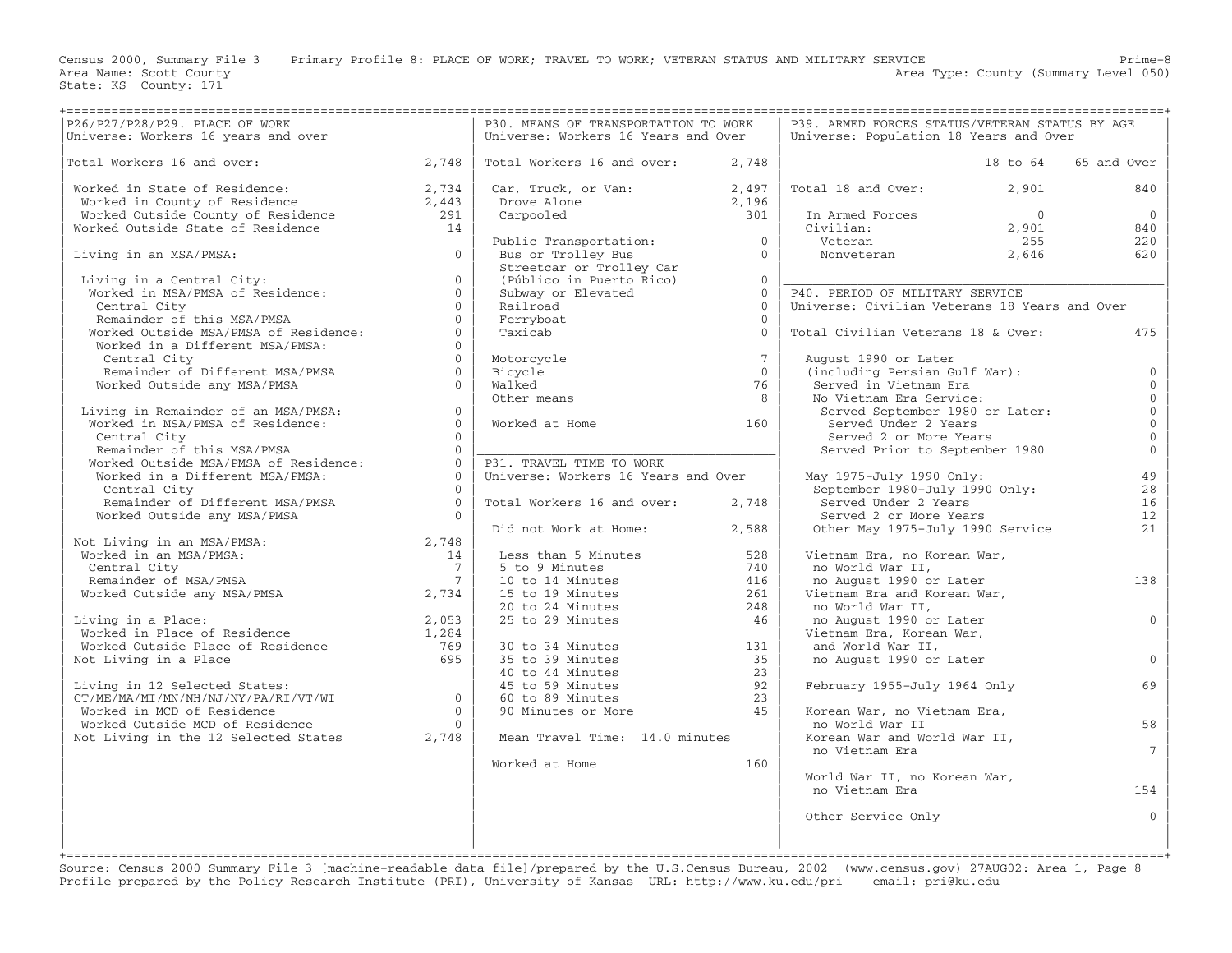Census 2000, Summary File 3 Primary Profile 8: PLACE OF WORK; TRAVEL TO WORK; VETERAN STATUS AND MILITARY SERVICE

Area Name: Scott County
State: KS County: 171

Area Type: County (Summary Level 050)

## P26/P27/P28/P29. PLACE OF WORK

Universe: Workers 16 years and over

| | |
|---|---|
| Total Workers 16 and over: | 2,748 |
| Worked in State of Residence: | 2,734 |
| Worked in County of Residence | 2,443 |
| Worked Outside County of Residence | 291 |
| Worked Outside State of Residence | 14 |
| Living in an MSA/PMSA: | 0 |
| Living in a Central City: | 0 |
| Worked in MSA/PMSA of Residence: | 0 |
| Central City | 0 |
| Remainder of this MSA/PMSA | 0 |
| Worked Outside MSA/PMSA of Residence: | 0 |
| Worked in a Different MSA/PMSA: | 0 |
| Central City | 0 |
| Remainder of Different MSA/PMSA | 0 |
| Worked Outside any MSA/PMSA | 0 |
| Living in Remainder of an MSA/PMSA: | 0 |
| Worked in MSA/PMSA of Residence: | 0 |
| Central City | 0 |
| Remainder of this MSA/PMSA | 0 |
| Worked Outside MSA/PMSA of Residence: | 0 |
| Worked in a Different MSA/PMSA: | 0 |
| Central City | 0 |
| Remainder of Different MSA/PMSA | 0 |
| Worked Outside any MSA/PMSA | 0 |
| Not Living in an MSA/PMSA: | 2,748 |
| Worked in an MSA/PMSA: | 14 |
| Central City | 7 |
| Remainder of MSA/PMSA | 7 |
| Worked Outside any MSA/PMSA | 2,734 |
| Living in a Place: | 2,053 |
| Worked in Place of Residence | 1,284 |
| Worked Outside Place of Residence | 769 |
| Not Living in a Place | 695 |
| Living in 12 Selected States: CT/ME/MA/MI/MN/NH/NJ/NY/PA/RI/VT/WI | 0 |
| Worked in MCD of Residence | 0 |
| Worked Outside MCD of Residence | 0 |
| Not Living in the 12 Selected States | 2,748 |

## P30. MEANS OF TRANSPORTATION TO WORK

Universe: Workers 16 Years and Over

| | |
|---|---|
| Total Workers 16 and over: | 2,748 |
| Car, Truck, or Van: | 2,497 |
| Drove Alone | 2,196 |
| Carpooled | 301 |
| Public Transportation: | 0 |
| Bus or Trolley Bus | 0 |
| Streetcar or Trolley Car (Público in Puerto Rico) | 0 |
| Subway or Elevated | 0 |
| Railroad | 0 |
| Ferryboat | 0 |
| Taxicab | 0 |
| Motorcycle | 7 |
| Bicycle | 0 |
| Walked | 76 |
| Other means | 8 |
| Worked at Home | 160 |

## P31. TRAVEL TIME TO WORK

Universe: Workers 16 Years and Over

| | |
|---|---|
| Total Workers 16 and over: | 2,748 |
| Did not Work at Home: | 2,588 |
| Less than 5 Minutes | 528 |
| 5 to 9 Minutes | 740 |
| 10 to 14 Minutes | 416 |
| 15 to 19 Minutes | 261 |
| 20 to 24 Minutes | 248 |
| 25 to 29 Minutes | 46 |
| 30 to 34 Minutes | 131 |
| 35 to 39 Minutes | 35 |
| 40 to 44 Minutes | 23 |
| 45 to 59 Minutes | 92 |
| 60 to 89 Minutes | 23 |
| 90 Minutes or More | 45 |
| Mean Travel Time: 14.0 minutes | |
| Worked at Home | 160 |

## P39. ARMED FORCES STATUS/VETERAN STATUS BY AGE

Universe: Population 18 Years and Over

| | 18 to 64 | 65 and Over |
|---|---|---|
| Total 18 and Over: | 2,901 | 840 |
| In Armed Forces | 0 | 0 |
| Civilian: | 2,901 | 840 |
| Veteran | 255 | 220 |
| Nonveteran | 2,646 | 620 |

## P40. PERIOD OF MILITARY SERVICE

Universe: Civilian Veterans 18 Years and Over

| | |
|---|---|
| Total Civilian Veterans 18 & Over: | 475 |
| August 1990 or Later (including Persian Gulf War): | 0 |
| Served in Vietnam Era | 0 |
| No Vietnam Era Service: | 0 |
| Served September 1980 or Later: | 0 |
| Served Under 2 Years | 0 |
| Served 2 or More Years | 0 |
| Served Prior to September 1980 | 0 |
| May 1975-July 1990 Only: | 49 |
| September 1980-July 1990 Only: | 28 |
| Served Under 2 Years | 16 |
| Served 2 or More Years | 12 |
| Other May 1975-July 1990 Service | 21 |
| Vietnam Era, no Korean War, no World War II, no August 1990 or Later | 138 |
| Vietnam Era and Korean War, no World War II, no August 1990 or Later | 0 |
| Vietnam Era, Korean War, and World War II, no August 1990 or Later | 0 |
| February 1955-July 1964 Only | 69 |
| Korean War, no Vietnam Era, no World War II | 58 |
| Korean War and World War II, no Vietnam Era | 7 |
| World War II, no Korean War, no Vietnam Era | 154 |
| Other Service Only | 0 |

Source: Census 2000 Summary File 3 [machine-readable data file]/prepared by the U.S.Census Bureau, 2002 (www.census.gov) 27AUG02: Area 1, Page 8
Profile prepared by the Policy Research Institute (PRI), University of Kansas URL: http://www.ku.edu/pri email: pri@ku.edu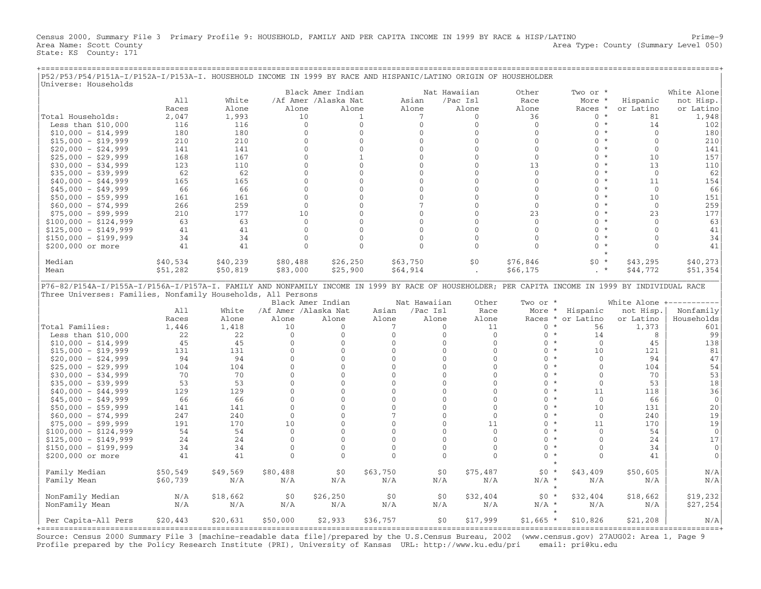Census 2000, Summary File 3 Primary Profile 9: HOUSEHOLD, FAMILY AND PER CAPITA INCOME IN 1999 BY RACE & HISP/LATINO
Prime-9
Area Name: Scott County
Area Type: County (Summary Level 050)
State: KS County: 171

## P52/P53/P54/P151A-I/P152A-I/P153A-I. HOUSEHOLD INCOME IN 1999 BY RACE AND HISPANIC/LATINO ORIGIN OF HOUSEHOLDER

Universe: Households

| | All Races | White Alone | Black /Af Amer Alone | Amer Indian /Alaska Nat Alone | Asian Alone | Nat Hawaiian /Pac Isl Alone | Other Race Alone | Two or More Races | Hispanic or Latino | White Alone not Hisp. or Latino |
|---|---|---|---|---|---|---|---|---|---|---|
| Total Households: | 2,047 | 1,993 | 10 | 1 | 7 | 0 | 36 | 0 | 81 | 1,948 |
| Less than $10,000 | 116 | 116 | 0 | 0 | 0 | 0 | 0 | 0 | 14 | 102 |
| $10,000 - $14,999 | 180 | 180 | 0 | 0 | 0 | 0 | 0 | 0 | 0 | 180 |
| $15,000 - $19,999 | 210 | 210 | 0 | 0 | 0 | 0 | 0 | 0 | 0 | 210 |
| $20,000 - $24,999 | 141 | 141 | 0 | 0 | 0 | 0 | 0 | 0 | 0 | 141 |
| $25,000 - $29,999 | 168 | 167 | 0 | 1 | 0 | 0 | 0 | 0 | 10 | 157 |
| $30,000 - $34,999 | 123 | 110 | 0 | 0 | 0 | 0 | 13 | 0 | 13 | 110 |
| $35,000 - $39,999 | 62 | 62 | 0 | 0 | 0 | 0 | 0 | 0 | 0 | 62 |
| $40,000 - $44,999 | 165 | 165 | 0 | 0 | 0 | 0 | 0 | 0 | 11 | 154 |
| $45,000 - $49,999 | 66 | 66 | 0 | 0 | 0 | 0 | 0 | 0 | 0 | 66 |
| $50,000 - $59,999 | 161 | 161 | 0 | 0 | 0 | 0 | 0 | 0 | 10 | 151 |
| $60,000 - $74,999 | 266 | 259 | 0 | 0 | 7 | 0 | 0 | 0 | 0 | 259 |
| $75,000 - $99,999 | 210 | 177 | 10 | 0 | 0 | 0 | 23 | 0 | 23 | 177 |
| $100,000 - $124,999 | 63 | 63 | 0 | 0 | 0 | 0 | 0 | 0 | 0 | 63 |
| $125,000 - $149,999 | 41 | 41 | 0 | 0 | 0 | 0 | 0 | 0 | 0 | 41 |
| $150,000 - $199,999 | 34 | 34 | 0 | 0 | 0 | 0 | 0 | 0 | 0 | 34 |
| $200,000 or more | 41 | 41 | 0 | 0 | 0 | 0 | 0 | 0 | 0 | 41 |
| Median | $40,534 | $40,239 | $80,488 | $26,250 | $63,750 | $0 | $76,846 | $0 | $43,295 | $40,273 |
| Mean | $51,282 | $50,819 | $83,000 | $25,900 | $64,914 | . | $66,175 | . | $44,772 | $51,354 |

## P76-82/P154A-I/P155A-I/P156A-I/P157A-I. FAMILY AND NONFAMILY INCOME IN 1999 BY RACE OF HOUSEHOLDER; PER CAPITA INCOME IN 1999 BY INDIVIDUAL RACE

Three Universes: Families, Nonfamily Households, All Persons

| | All Races | White Alone | Black /Af Amer Alone | Amer Indian /Alaska Nat Alone | Asian Alone | Nat Hawaiian /Pac Isl Alone | Other Race Alone | Two or More Races | Hispanic or Latino | White Alone not Hisp. or Latino | Nonfamily Households |
|---|---|---|---|---|---|---|---|---|---|---|---|
| Total Families: | 1,446 | 1,418 | 10 | 0 | 7 | 0 | 11 | 0 | 56 | 1,373 | 601 |
| Less than $10,000 | 22 | 22 | 0 | 0 | 0 | 0 | 0 | 0 | 14 | 8 | 99 |
| $10,000 - $14,999 | 45 | 45 | 0 | 0 | 0 | 0 | 0 | 0 | 0 | 45 | 138 |
| $15,000 - $19,999 | 131 | 131 | 0 | 0 | 0 | 0 | 0 | 0 | 10 | 121 | 81 |
| $20,000 - $24,999 | 94 | 94 | 0 | 0 | 0 | 0 | 0 | 0 | 0 | 94 | 47 |
| $25,000 - $29,999 | 104 | 104 | 0 | 0 | 0 | 0 | 0 | 0 | 0 | 104 | 54 |
| $30,000 - $34,999 | 70 | 70 | 0 | 0 | 0 | 0 | 0 | 0 | 0 | 70 | 53 |
| $35,000 - $39,999 | 53 | 53 | 0 | 0 | 0 | 0 | 0 | 0 | 0 | 53 | 18 |
| $40,000 - $44,999 | 129 | 129 | 0 | 0 | 0 | 0 | 0 | 0 | 11 | 118 | 36 |
| $45,000 - $49,999 | 66 | 66 | 0 | 0 | 0 | 0 | 0 | 0 | 0 | 66 | 0 |
| $50,000 - $59,999 | 141 | 141 | 0 | 0 | 0 | 0 | 0 | 0 | 10 | 131 | 20 |
| $60,000 - $74,999 | 247 | 240 | 0 | 0 | 7 | 0 | 0 | 0 | 0 | 240 | 19 |
| $75,000 - $99,999 | 191 | 170 | 10 | 0 | 0 | 0 | 11 | 0 | 11 | 170 | 19 |
| $100,000 - $124,999 | 54 | 54 | 0 | 0 | 0 | 0 | 0 | 0 | 0 | 54 | 0 |
| $125,000 - $149,999 | 24 | 24 | 0 | 0 | 0 | 0 | 0 | 0 | 0 | 24 | 17 |
| $150,000 - $199,999 | 34 | 34 | 0 | 0 | 0 | 0 | 0 | 0 | 0 | 34 | 0 |
| $200,000 or more | 41 | 41 | 0 | 0 | 0 | 0 | 0 | 0 | 0 | 41 | 0 |
| Family Median | $50,549 | $49,569 | $80,488 | $0 | $63,750 | $0 | $75,487 | $0 | $43,409 | $50,605 | N/A |
| Family Mean | $60,739 | N/A | N/A | N/A | N/A | N/A | N/A | N/A | N/A | N/A | N/A |
| NonFamily Median | N/A | $18,662 | $0 | $26,250 | $0 | $0 | $32,404 | $0 | $32,404 | $18,662 | $19,232 |
| NonFamily Mean | N/A | N/A | N/A | N/A | N/A | N/A | N/A | N/A | N/A | N/A | $27,254 |
| Per Capita-All Pers | $20,443 | $20,631 | $50,000 | $2,933 | $36,757 | $0 | $17,999 | $1,665 | $10,826 | $21,208 | N/A |

Source: Census 2000 Summary File 3 [machine-readable data file]/prepared by the U.S.Census Bureau, 2002 (www.census.gov) 27AUG02: Area 1, Page 9
Profile prepared by the Policy Research Institute (PRI), University of Kansas URL: http://www.ku.edu/pri email: pri@ku.edu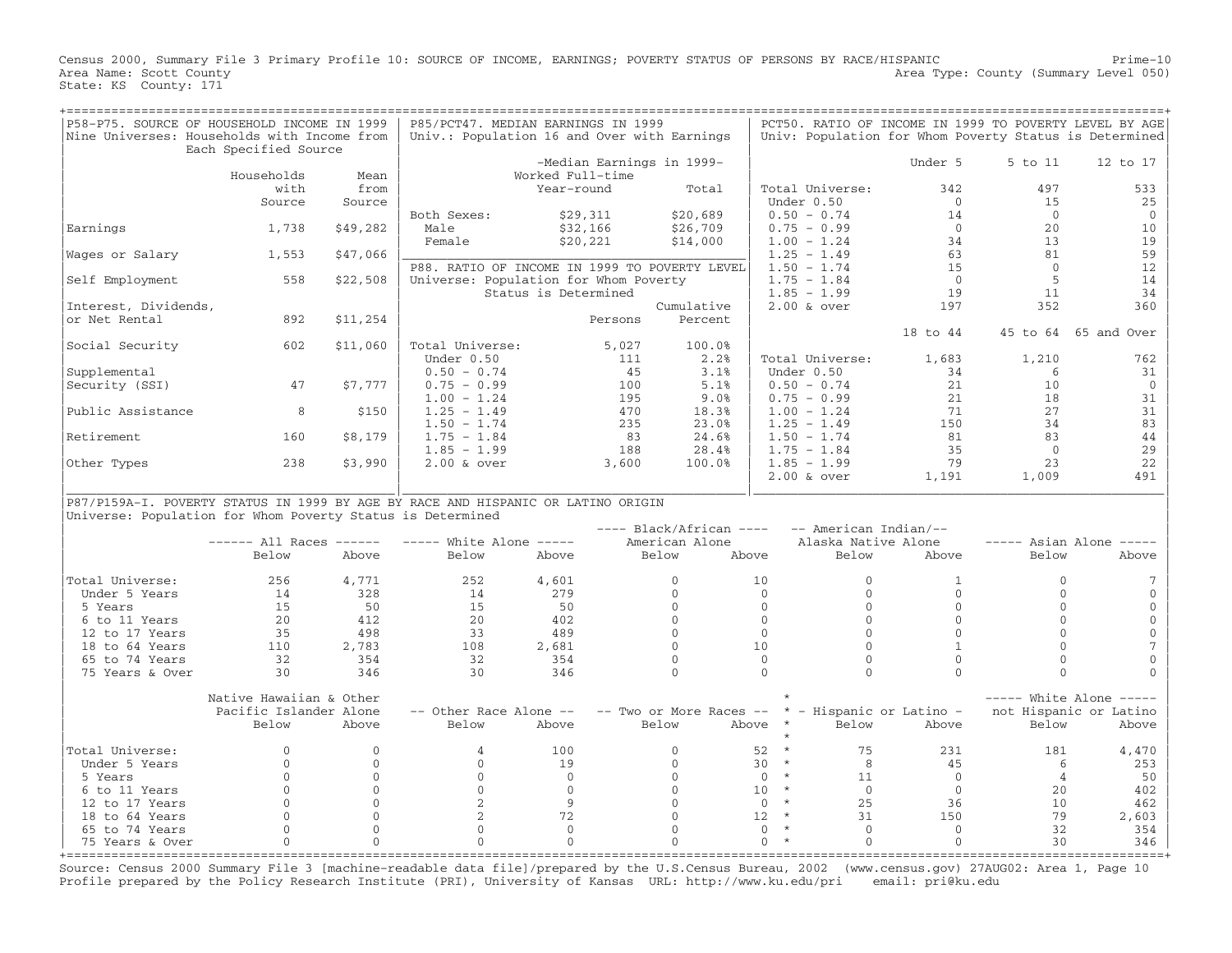Census 2000, Summary File 3 Primary Profile 10: SOURCE OF INCOME, EARNINGS; POVERTY STATUS OF PERSONS BY RACE/HISPANIC

Area Name: Scott County
State: KS County: 171

Prime-10
Area Type: County (Summary Level 050)

## P58-P75. SOURCE OF HOUSEHOLD INCOME IN 1999

Nine Universes: Households with Income from Each Specified Source

| | Households with Source | Mean from Source |
|---|---|---|
| Earnings | 1,738 | $49,282 |
| Wages or Salary | 1,553 | $47,066 |
| Self Employment | 558 | $22,508 |
| Interest, Dividends, or Net Rental | 892 | $11,254 |
| Social Security | 602 | $11,060 |
| Supplemental Security (SSI) | 47 | $7,777 |
| Public Assistance | 8 | $150 |
| Retirement | 160 | $8,179 |
| Other Types | 238 | $3,990 |

## P85/PCT47. MEDIAN EARNINGS IN 1999

Univ.: Population 16 and Over with Earnings

| | -Median Earnings in 1999- Worked Full-time Year-round | Total |
|---|---|---|
| Both Sexes: | $29,311 | $20,689 |
| Male | $32,166 | $26,709 |
| Female | $20,221 | $14,000 |

## P88. RATIO OF INCOME IN 1999 TO POVERTY LEVEL

Universe: Population for Whom Poverty Status is Determined

| | Persons | Cumulative Percent |
|---|---|---|
| Total Universe: | 5,027 | 100.0% |
| Under 0.50 | 111 | 2.2% |
| 0.50 - 0.74 | 45 | 3.1% |
| 0.75 - 0.99 | 100 | 5.1% |
| 1.00 - 1.24 | 195 | 9.0% |
| 1.25 - 1.49 | 470 | 18.3% |
| 1.50 - 1.74 | 235 | 23.0% |
| 1.75 - 1.84 | 83 | 24.6% |
| 1.85 - 1.99 | 188 | 28.4% |
| 2.00 & over | 3,600 | 100.0% |

## PCT50. RATIO OF INCOME IN 1999 TO POVERTY LEVEL BY AGE

Univ: Population for Whom Poverty Status is Determined

| | Under 5 | 5 to 11 | 12 to 17 |
|---|---|---|---|
| Total Universe: | 342 | 497 | 533 |
| Under 0.50 | 0 | 15 | 25 |
| 0.50 - 0.74 | 14 | 0 | 0 |
| 0.75 - 0.99 | 0 | 20 | 10 |
| 1.00 - 1.24 | 34 | 13 | 19 |
| 1.25 - 1.49 | 63 | 81 | 59 |
| 1.50 - 1.74 | 15 | 0 | 12 |
| 1.75 - 1.84 | 0 | 5 | 14 |
| 1.85 - 1.99 | 19 | 11 | 34 |
| 2.00 & over | 197 | 352 | 360 |

| | 18 to 44 | 45 to 64 | 65 and Over |
|---|---|---|---|
| Total Universe: | 1,683 | 1,210 | 762 |
| Under 0.50 | 34 | 6 | 31 |
| 0.50 - 0.74 | 21 | 10 | 0 |
| 0.75 - 0.99 | 21 | 18 | 31 |
| 1.00 - 1.24 | 71 | 27 | 31 |
| 1.25 - 1.49 | 150 | 34 | 83 |
| 1.50 - 1.74 | 81 | 83 | 44 |
| 1.75 - 1.84 | 35 | 0 | 29 |
| 1.85 - 1.99 | 79 | 23 | 22 |
| 2.00 & over | 1,191 | 1,009 | 491 |

## P87/P159A-I. POVERTY STATUS IN 1999 BY AGE BY RACE AND HISPANIC OR LATINO ORIGIN

Universe: Population for Whom Poverty Status is Determined

| | All Races | | White Alone | | Black/African American Alone | | American Indian/ Alaska Native Alone | | Asian Alone | |
|---|---|---|---|---|---|---|---|---|---|---|
| | Below | Above | Below | Above | Below | Above | Below | Above | Below | Above |
| Total Universe: | 256 | 4,771 | 252 | 4,601 | 0 | 10 | 0 | 1 | 0 | 7 |
| Under 5 Years | 14 | 328 | 14 | 279 | 0 | 0 | 0 | 0 | 0 | 0 |
| 5 Years | 15 | 50 | 15 | 50 | 0 | 0 | 0 | 0 | 0 | 0 |
| 6 to 11 Years | 20 | 412 | 20 | 402 | 0 | 0 | 0 | 0 | 0 | 0 |
| 12 to 17 Years | 35 | 498 | 33 | 489 | 0 | 0 | 0 | 0 | 0 | 0 |
| 18 to 64 Years | 110 | 2,783 | 108 | 2,681 | 0 | 10 | 0 | 1 | 0 | 7 |
| 65 to 74 Years | 32 | 354 | 32 | 354 | 0 | 0 | 0 | 0 | 0 | 0 |
| 75 Years & Over | 30 | 346 | 30 | 346 | 0 | 0 | 0 | 0 | 0 | 0 |

| | Native Hawaiian & Other Pacific Islander Alone | | Other Race Alone | | Two or More Races | | Hispanic or Latino | | White Alone not Hispanic or Latino | |
|---|---|---|---|---|---|---|---|---|---|---|
| | Below | Above | Below | Above | Below | Above | Below | Above | Below | Above |
| Total Universe: | 0 | 0 | 4 | 100 | 0 | 52 | 75 | 231 | 181 | 4,470 |
| Under 5 Years | 0 | 0 | 0 | 19 | 0 | 30 | 8 | 45 | 6 | 253 |
| 5 Years | 0 | 0 | 0 | 0 | 0 | 0 | 11 | 0 | 4 | 50 |
| 6 to 11 Years | 0 | 0 | 0 | 0 | 0 | 10 | 0 | 0 | 20 | 402 |
| 12 to 17 Years | 0 | 0 | 2 | 9 | 0 | 0 | 25 | 36 | 10 | 462 |
| 18 to 64 Years | 0 | 0 | 2 | 72 | 0 | 12 | 31 | 150 | 79 | 2,603 |
| 65 to 74 Years | 0 | 0 | 0 | 0 | 0 | 0 | 0 | 0 | 32 | 354 |
| 75 Years & Over | 0 | 0 | 0 | 0 | 0 | 0 | 0 | 0 | 30 | 346 |

Source: Census 2000 Summary File 3 [machine-readable data file]/prepared by the U.S.Census Bureau, 2002 (www.census.gov) 27AUG02: Area 1, Page 10
Profile prepared by the Policy Research Institute (PRI), University of Kansas URL: http://www.ku.edu/pri email: pri@ku.edu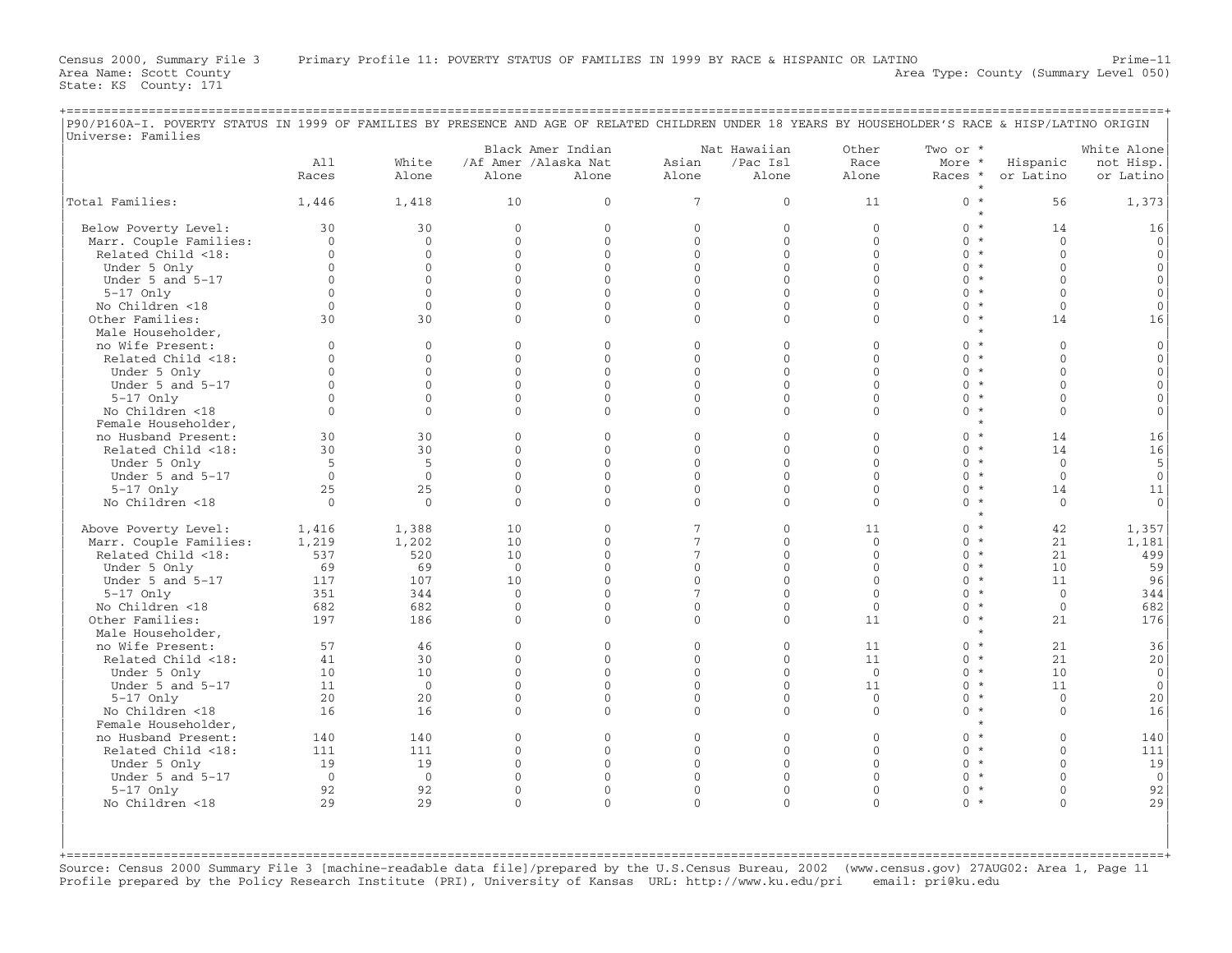Census 2000, Summary File 3 Primary Profile 11: POVERTY STATUS OF FAMILIES IN 1999 BY RACE & HISPANIC OR LATINO Prime-11
Area Name: Scott County Area Type: County (Summary Level 050)
State: KS County: 171

P90/P160A-I. POVERTY STATUS IN 1999 OF FAMILIES BY PRESENCE AND AGE OF RELATED CHILDREN UNDER 18 YEARS BY HOUSEHOLDER'S RACE & HISP/LATINO ORIGIN
Universe: Families

| | All Races | White Alone | Black /Af Amer Alone | Amer Indian /Alaska Nat Alone | Asian Alone | Nat Hawaiian /Pac Isl Alone | Other Race Alone | Two or More Races | Hispanic or Latino | White Alone not Hisp. or Latino |
|---|---|---|---|---|---|---|---|---|---|---|
| Total Families: | 1,446 | 1,418 | 10 | 0 | 7 | 0 | 11 | 0 | 56 | 1,373 |
| Below Poverty Level: | 30 | 30 | 0 | 0 | 0 | 0 | 0 | 0 | 14 | 16 |
| Marr. Couple Families: | 0 | 0 | 0 | 0 | 0 | 0 | 0 | 0 | 0 | 0 |
| Related Child <18: | 0 | 0 | 0 | 0 | 0 | 0 | 0 | 0 | 0 | 0 |
| Under 5 Only | 0 | 0 | 0 | 0 | 0 | 0 | 0 | 0 | 0 | 0 |
| Under 5 and 5-17 | 0 | 0 | 0 | 0 | 0 | 0 | 0 | 0 | 0 | 0 |
| 5-17 Only | 0 | 0 | 0 | 0 | 0 | 0 | 0 | 0 | 0 | 0 |
| No Children <18 | 0 | 0 | 0 | 0 | 0 | 0 | 0 | 0 | 0 | 0 |
| Other Families: | 30 | 30 | 0 | 0 | 0 | 0 | 0 | 0 | 14 | 16 |
| Male Householder, no Wife Present: | 0 | 0 | 0 | 0 | 0 | 0 | 0 | 0 | 0 | 0 |
| Related Child <18: | 0 | 0 | 0 | 0 | 0 | 0 | 0 | 0 | 0 | 0 |
| Under 5 Only | 0 | 0 | 0 | 0 | 0 | 0 | 0 | 0 | 0 | 0 |
| Under 5 and 5-17 | 0 | 0 | 0 | 0 | 0 | 0 | 0 | 0 | 0 | 0 |
| 5-17 Only | 0 | 0 | 0 | 0 | 0 | 0 | 0 | 0 | 0 | 0 |
| No Children <18 | 0 | 0 | 0 | 0 | 0 | 0 | 0 | 0 | 0 | 0 |
| Female Householder, no Husband Present: | 30 | 30 | 0 | 0 | 0 | 0 | 0 | 0 | 14 | 16 |
| Related Child <18: | 30 | 30 | 0 | 0 | 0 | 0 | 0 | 0 | 14 | 16 |
| Under 5 Only | 5 | 5 | 0 | 0 | 0 | 0 | 0 | 0 | 0 | 5 |
| Under 5 and 5-17 | 0 | 0 | 0 | 0 | 0 | 0 | 0 | 0 | 0 | 0 |
| 5-17 Only | 25 | 25 | 0 | 0 | 0 | 0 | 0 | 0 | 14 | 11 |
| No Children <18 | 0 | 0 | 0 | 0 | 0 | 0 | 0 | 0 | 0 | 0 |
| Above Poverty Level: | 1,416 | 1,388 | 10 | 0 | 7 | 0 | 11 | 0 | 42 | 1,357 |
| Marr. Couple Families: | 1,219 | 1,202 | 10 | 0 | 7 | 0 | 0 | 0 | 21 | 1,181 |
| Related Child <18: | 537 | 520 | 10 | 0 | 7 | 0 | 0 | 0 | 21 | 499 |
| Under 5 Only | 69 | 69 | 0 | 0 | 0 | 0 | 0 | 0 | 10 | 59 |
| Under 5 and 5-17 | 117 | 107 | 10 | 0 | 0 | 0 | 0 | 0 | 11 | 96 |
| 5-17 Only | 351 | 344 | 0 | 0 | 7 | 0 | 0 | 0 | 0 | 344 |
| No Children <18 | 682 | 682 | 0 | 0 | 0 | 0 | 0 | 0 | 0 | 682 |
| Other Families: | 197 | 186 | 0 | 0 | 0 | 0 | 11 | 0 | 21 | 176 |
| Male Householder, no Wife Present: | 57 | 46 | 0 | 0 | 0 | 0 | 11 | 0 | 21 | 36 |
| Related Child <18: | 41 | 30 | 0 | 0 | 0 | 0 | 11 | 0 | 21 | 20 |
| Under 5 Only | 10 | 10 | 0 | 0 | 0 | 0 | 0 | 0 | 10 | 0 |
| Under 5 and 5-17 | 11 | 0 | 0 | 0 | 0 | 0 | 11 | 0 | 11 | 0 |
| 5-17 Only | 20 | 20 | 0 | 0 | 0 | 0 | 0 | 0 | 0 | 20 |
| No Children <18 | 16 | 16 | 0 | 0 | 0 | 0 | 0 | 0 | 0 | 16 |
| Female Householder, no Husband Present: | 140 | 140 | 0 | 0 | 0 | 0 | 0 | 0 | 0 | 140 |
| Related Child <18: | 111 | 111 | 0 | 0 | 0 | 0 | 0 | 0 | 0 | 111 |
| Under 5 Only | 19 | 19 | 0 | 0 | 0 | 0 | 0 | 0 | 0 | 19 |
| Under 5 and 5-17 | 0 | 0 | 0 | 0 | 0 | 0 | 0 | 0 | 0 | 0 |
| 5-17 Only | 92 | 92 | 0 | 0 | 0 | 0 | 0 | 0 | 0 | 92 |
| No Children <18 | 29 | 29 | 0 | 0 | 0 | 0 | 0 | 0 | 0 | 29 |

Source: Census 2000 Summary File 3 [machine-readable data file]/prepared by the U.S.Census Bureau, 2002 (www.census.gov) 27AUG02: Area 1, Page 11
Profile prepared by the Policy Research Institute (PRI), University of Kansas URL: http://www.ku.edu/pri email: pri@ku.edu